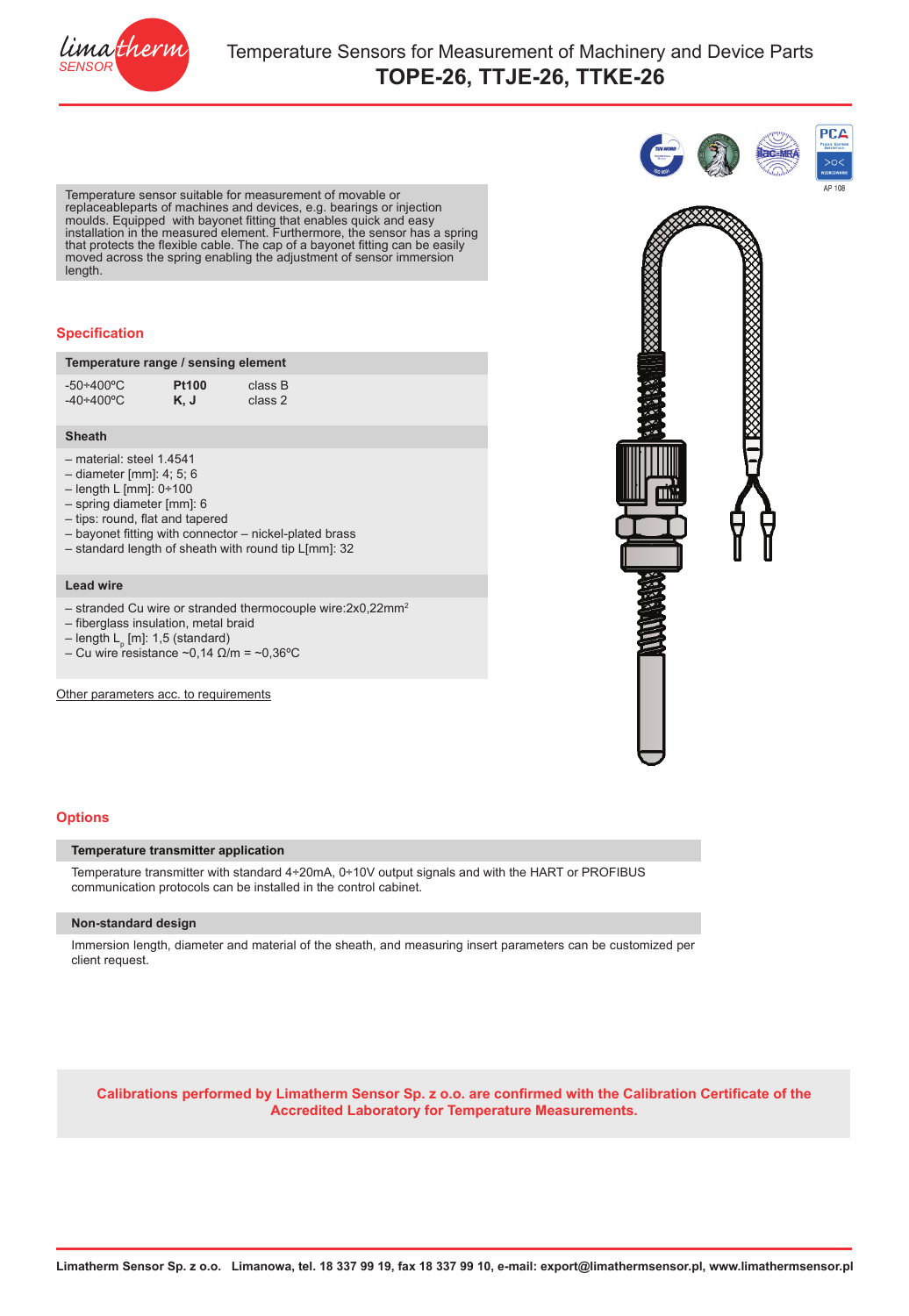# Temperature Sensors for Measurement of Machinery and Device Parts

## TOPE-26, TTJE-26, TTKE-26

Temperature sensor suitable for measurement of movable or replaceableparts of machines and devices, e.g. bearings or injection moulds. Equipped with bayonet fitting that enables quick and easy installation in the measured element. Furthermore, the sensor has a spring that protects the flexible cable. The cap of a bayonet fitting can be easily moved across the spring enabling the adjustment of sensor immersion length.

AP 108

## Specification

### Temperature range / sensing element

| | | |
|---|---|---|
| -50÷400ºC | **Pt100** | class B |
| -40÷400ºC | **K, J** | class 2 |

### Sheath

- material: steel 1.4541
- diameter [mm]: 4; 5; 6
- length L [mm]: 0÷100
- spring diameter [mm]: 6
- tips: round, flat and tapered
- bayonet fitting with connector – nickel-plated brass
- standard length of sheath with round tip L[mm]: 32

### Lead wire

- stranded Cu wire or stranded thermocouple wire:2x0,22mm$^2$
- fiberglass insulation, metal braid
- length $L_p$ [m]: 1,5 (standard)
- Cu wire resistance ~0,14 Ω/m = ~0,36ºC

Other parameters acc. to requirements

## Options

### Temperature transmitter application

Temperature transmitter with standard 4÷20mA, 0÷10V output signals and with the HART or PROFIBUS communication protocols can be installed in the control cabinet.

### Non-standard design

Immersion length, diameter and material of the sheath, and measuring insert parameters can be customized per client request.

**Calibrations performed by Limatherm Sensor Sp. z o.o. are confirmed with the Calibration Certificate of the Accredited Laboratory for Temperature Measurements.**

**Limatherm Sensor Sp. z o.o. Limanowa, tel. 18 337 99 19, fax 18 337 99 10, e-mail: export@limathermsensor.pl, www.limathermsensor.pl**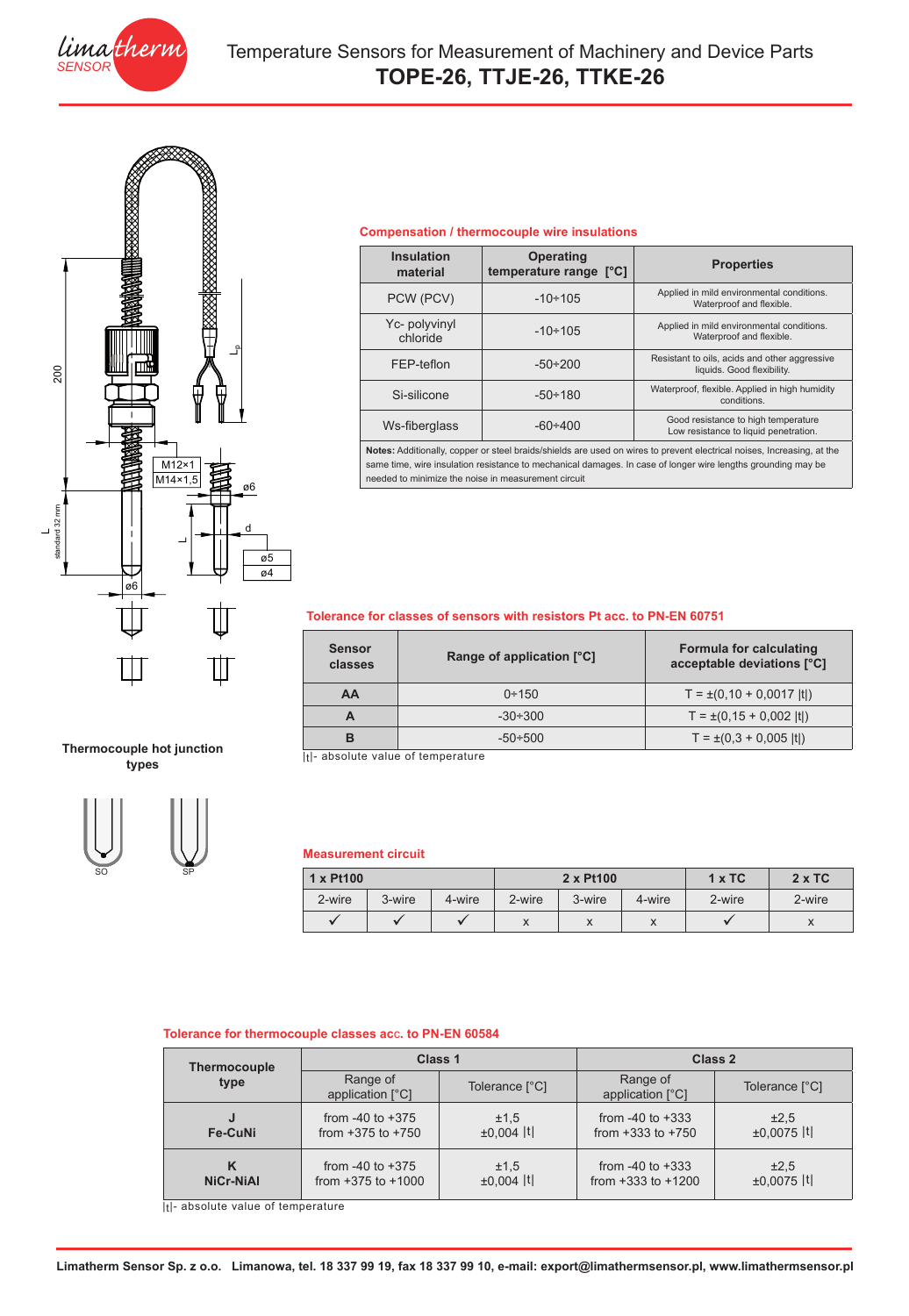# Temperature Sensors for Measurement of Machinery and Device Parts

## TOPE-26, TTJE-26, TTKE-26

200

L standard 32 mm

L

Lp

M12×1

M14×1,5

ø6

d

ø5

ø4

ø6

### Compensation / thermocouple wire insulations

| Insulation material | Operating temperature range [°C] | Properties |
|---|---|---|
| PCW (PCV) | -10÷105 | Applied in mild environmental conditions. Waterproof and flexible. |
| Yc- polyvinyl chloride | -10÷105 | Applied in mild environmental conditions. Waterproof and flexible. |
| FEP-teflon | -50÷200 | Resistant to oils, acids and other aggressive liquids. Good flexibility. |
| Si-silicone | -50÷180 | Waterproof, flexible. Applied in high humidity conditions. |
| Ws-fiberglass | -60÷400 | Good resistance to high temperature Low resistance to liquid penetration. |

**Notes:** Additionally, copper or steel braids/shields are used on wires to prevent electrical noises, Increasing, at the same time, wire insulation resistance to mechanical damages. In case of longer wire lengths grounding may be needed to minimize the noise in measurement circuit

### Tolerance for classes of sensors with resistors Pt acc. to PN-EN 60751

| Sensor classes | Range of application [°C] | Formula for calculating acceptable deviations [°C] |
|---|---|---|
| AA | 0÷150 | T = ±(0,10 + 0,0017 \|t\|) |
| A | -30÷300 | T = ±(0,15 + 0,002 \|t\|) |
| B | -50÷500 | T = ±(0,3 + 0,005 \|t\|) |

|t|- absolute value of temperature

**Thermocouple hot junction types**

SO SP

### Measurement circuit

| 1 x Pt100 | | | 2 x Pt100 | | | 1 x TC | 2 x TC |
|---|---|---|---|---|---|---|---|
| 2-wire | 3-wire | 4-wire | 2-wire | 3-wire | 4-wire | 2-wire | 2-wire |
| ✓ | ✓ | ✓ | x | x | x | ✓ | x |

### Tolerance for thermocouple classes acc. to PN-EN 60584

| Thermocouple type | Class 1 | | Class 2 | |
|---|---|---|---|---|
| | Range of application [°C] | Tolerance [°C] | Range of application [°C] | Tolerance [°C] |
| **J** **Fe-CuNi** | from -40 to +375<br>from +375 to +750 | ±1,5<br>±0,004 \|t\| | from -40 to +333<br>from +333 to +750 | ±2,5<br>±0,0075 \|t\| |
| **K** **NiCr-NiAl** | from -40 to +375<br>from +375 to +1000 | ±1,5<br>±0,004 \|t\| | from -40 to +333<br>from +333 to +1200 | ±2,5<br>±0,0075 \|t\| |

|t|- absolute value of temperature

**Limatherm Sensor Sp. z o.o. Limanowa, tel. 18 337 99 19, fax 18 337 99 10, e-mail: export@limathermsensor.pl, www.limathermsensor.pl**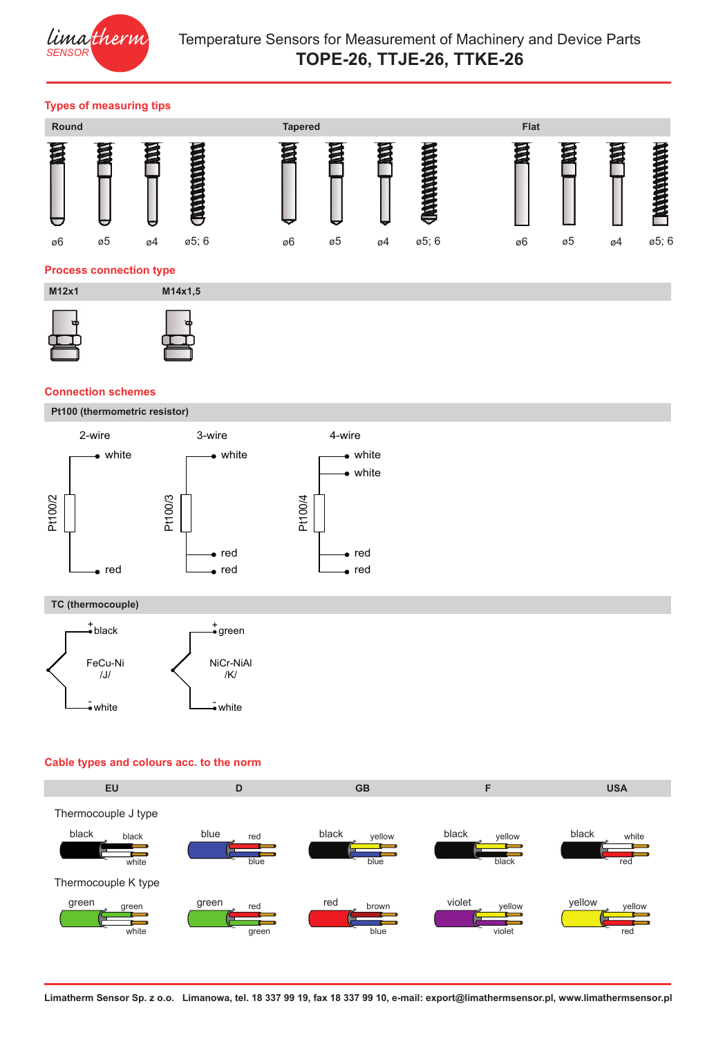# Temperature Sensors for Measurement of Machinery and Device Parts

# TOPE-26, TTJE-26, TTKE-26

## Types of measuring tips

| Round | | | | Tapered | | | | Flat | | | |
|---|---|---|---|---|---|---|---|---|---|---|---|
| ø6 | ø5 | ø4 | ø5; 6 | ø6 | ø5 | ø4 | ø5; 6 | ø6 | ø5 | ø4 | ø5; 6 |

## Process connection type

| M12x1 | M14x1,5 |
|---|---|

## Connection schemes

### Pt100 (thermometric resistor)

**2-wire** (Pt100/2): white; red

**3-wire** (Pt100/3): white; red; red

**4-wire** (Pt100/4): white; white; red; red

### TC (thermocouple)

**FeCu-Ni /J/**: + black; - white

**NiCr-NiAl /K/**: + green; - white

## Cable types and colours acc. to the norm

| | EU | D | GB | F | USA |
|---|---|---|---|---|---|
| **Thermocouple J type** – sheath | black | blue | black | black | black |
| + | black | red | yellow | yellow | white |
| - | white | blue | blue | black | red |
| **Thermocouple K type** – sheath | green | green | red | violet | yellow |
| + | green | red | brown | yellow | yellow |
| - | white | green | blue | violet | red |

Limatherm Sensor Sp. z o.o. Limanowa, tel. 18 337 99 19, fax 18 337 99 10, e-mail: export@limathermsensor.pl, www.limathermsensor.pl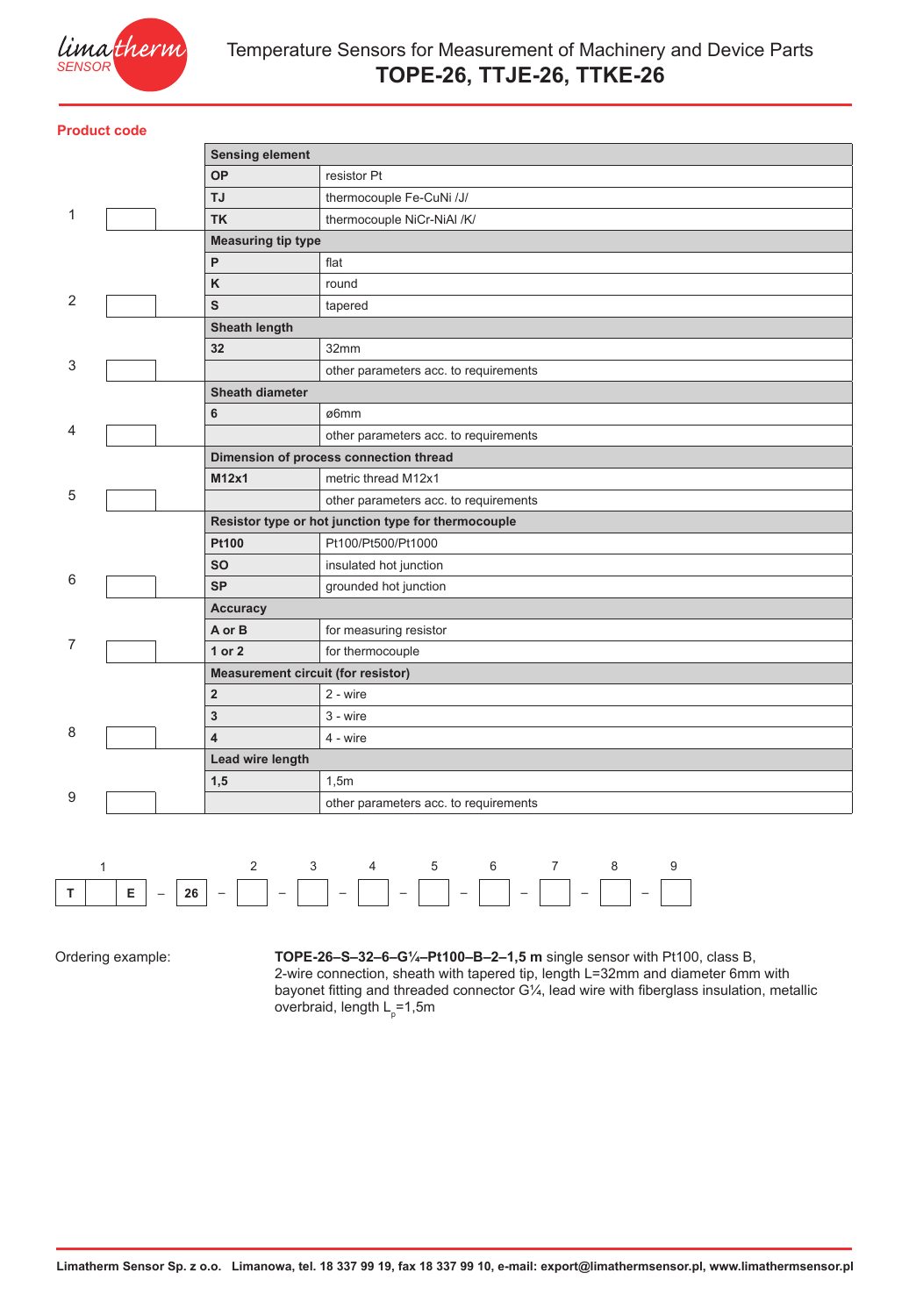# Temperature Sensors for Measurement of Machinery and Device Parts
## TOPE-26, TTJE-26, TTKE-26

**Product code**

| | | | |
|---|---|---|---|
| 1 | | **Sensing element** | |
| | | **OP** | resistor Pt |
| | | **TJ** | thermocouple Fe-CuNi /J/ |
| | | **TK** | thermocouple NiCr-NiAl /K/ |
| 2 | | **Measuring tip type** | |
| | | **P** | flat |
| | | **K** | round |
| | | **S** | tapered |
| 3 | | **Sheath length** | |
| | | **32** | 32mm |
| | | | other parameters acc. to requirements |
| 4 | | **Sheath diameter** | |
| | | **6** | ø6mm |
| | | | other parameters acc. to requirements |
| 5 | | **Dimension of process connection thread** | |
| | | **M12x1** | metric thread M12x1 |
| | | | other parameters acc. to requirements |
| 6 | | **Resistor type or hot junction type for thermocouple** | |
| | | **Pt100** | Pt100/Pt500/Pt1000 |
| | | **SO** | insulated hot junction |
| | | **SP** | grounded hot junction |
| 7 | | **Accuracy** | |
| | | **A or B** | for measuring resistor |
| | | **1 or 2** | for thermocouple |
| 8 | | **Measurement circuit (for resistor)** | |
| | | **2** | 2 - wire |
| | | **3** | 3 - wire |
| | | **4** | 4 - wire |
| 9 | | **Lead wire length** | |
| | | **1,5** | 1,5m |
| | | | other parameters acc. to requirements |

| 1 | | | | 2 | 3 | 4 | 5 | 6 | 7 | 8 | 9 |
|---|---|---|---|---|---|---|---|---|---|---|---|
| T | | E | 26 | | | | | | | | |

Format: T[1]E – 26 – [2] – [3] – [4] – [5] – [6] – [7] – [8] – [9]

Ordering example: **TOPE-26–S–32–6–G¼–Pt100–B–2–1,5 m** single sensor with Pt100, class B, 2-wire connection, sheath with tapered tip, length L=32mm and diameter 6mm with bayonet fitting and threaded connector G¼, lead wire with fiberglass insulation, metallic overbraid, length $L_p$=1,5m

**Limatherm Sensor Sp. z o.o. Limanowa, tel. 18 337 99 19, fax 18 337 99 10, e-mail: export@limathermsensor.pl, www.limathermsensor.pl**